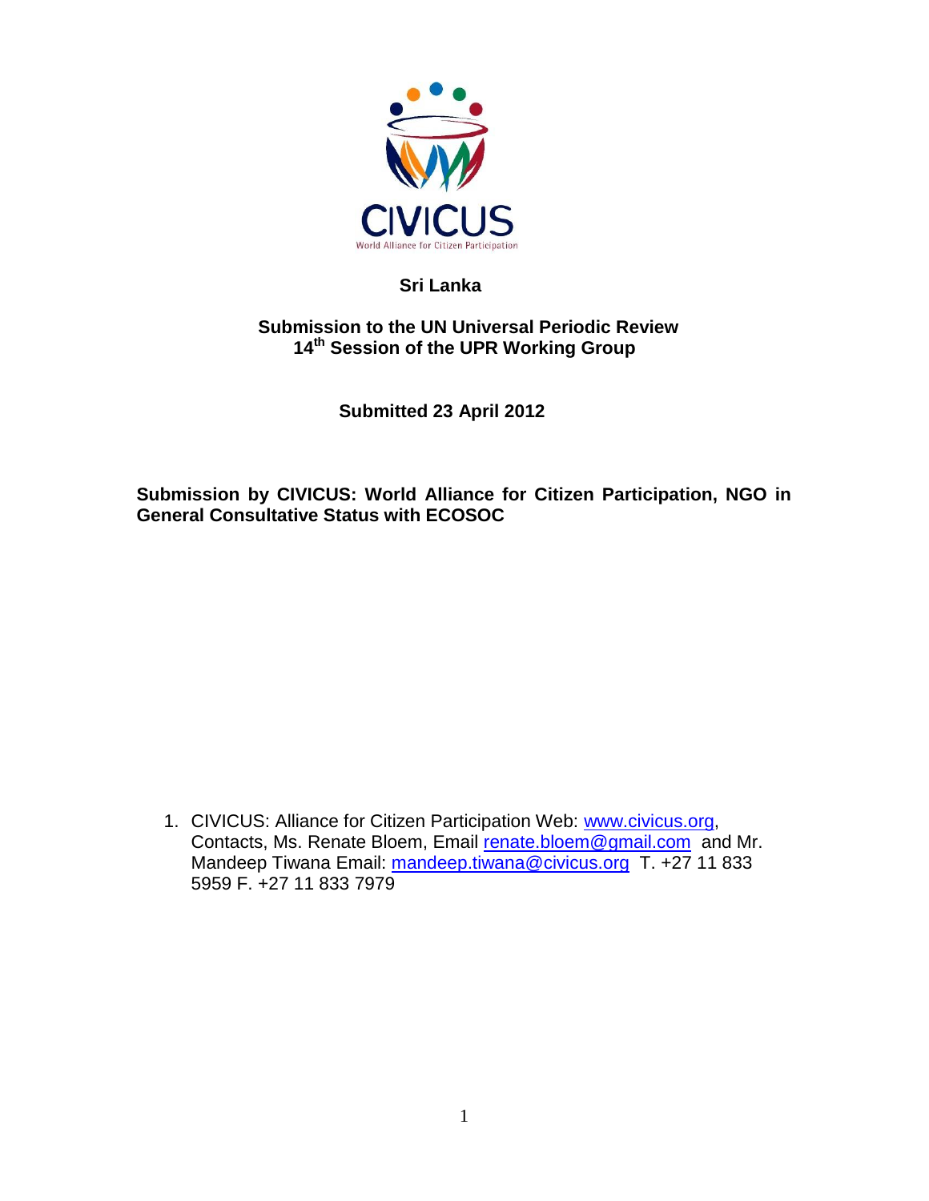CIVICUS

World Alliance for Citizen Participation

**Sri Lanka**

**Submission to the UN Universal Periodic Review**
**14th Session of the UPR Working Group**

**Submitted 23 April 2012**

**Submission by CIVICUS: World Alliance for Citizen Participation, NGO in General Consultative Status with ECOSOC**

1. CIVICUS: Alliance for Citizen Participation Web: www.civicus.org, Contacts, Ms. Renate Bloem, Email renate.bloem@gmail.com and Mr. Mandeep Tiwana Email: mandeep.tiwana@civicus.org T. +27 11 833 5959 F. +27 11 833 7979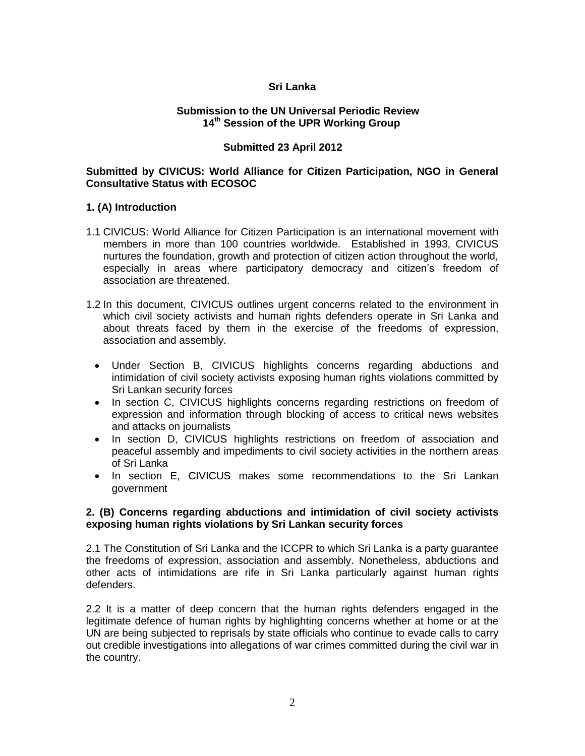**Sri Lanka**

**Submission to the UN Universal Periodic Review**
**14th Session of the UPR Working Group**

**Submitted 23 April 2012**

**Submitted by CIVICUS: World Alliance for Citizen Participation, NGO in General Consultative Status with ECOSOC**

## 1. (A) Introduction

1.1 CIVICUS: World Alliance for Citizen Participation is an international movement with members in more than 100 countries worldwide. Established in 1993, CIVICUS nurtures the foundation, growth and protection of citizen action throughout the world, especially in areas where participatory democracy and citizen's freedom of association are threatened.

1.2 In this document, CIVICUS outlines urgent concerns related to the environment in which civil society activists and human rights defenders operate in Sri Lanka and about threats faced by them in the exercise of the freedoms of expression, association and assembly.

- Under Section B, CIVICUS highlights concerns regarding abductions and intimidation of civil society activists exposing human rights violations committed by Sri Lankan security forces
- In section C, CIVICUS highlights concerns regarding restrictions on freedom of expression and information through blocking of access to critical news websites and attacks on journalists
- In section D, CIVICUS highlights restrictions on freedom of association and peaceful assembly and impediments to civil society activities in the northern areas of Sri Lanka
- In section E, CIVICUS makes some recommendations to the Sri Lankan government

## 2. (B) Concerns regarding abductions and intimidation of civil society activists exposing human rights violations by Sri Lankan security forces

2.1 The Constitution of Sri Lanka and the ICCPR to which Sri Lanka is a party guarantee the freedoms of expression, association and assembly. Nonetheless, abductions and other acts of intimidations are rife in Sri Lanka particularly against human rights defenders.

2.2 It is a matter of deep concern that the human rights defenders engaged in the legitimate defence of human rights by highlighting concerns whether at home or at the UN are being subjected to reprisals by state officials who continue to evade calls to carry out credible investigations into allegations of war crimes committed during the civil war in the country.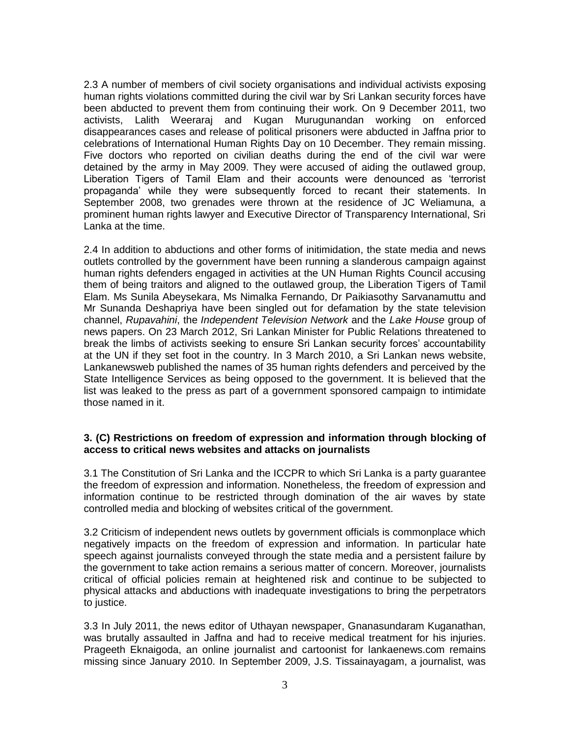2.3 A number of members of civil society organisations and individual activists exposing human rights violations committed during the civil war by Sri Lankan security forces have been abducted to prevent them from continuing their work. On 9 December 2011, two activists, Lalith Weeraraj and Kugan Murugunandan working on enforced disappearances cases and release of political prisoners were abducted in Jaffna prior to celebrations of International Human Rights Day on 10 December. They remain missing. Five doctors who reported on civilian deaths during the end of the civil war were detained by the army in May 2009. They were accused of aiding the outlawed group, Liberation Tigers of Tamil Elam and their accounts were denounced as 'terrorist propaganda' while they were subsequently forced to recant their statements. In September 2008, two grenades were thrown at the residence of JC Weliamuna, a prominent human rights lawyer and Executive Director of Transparency International, Sri Lanka at the time.

2.4 In addition to abductions and other forms of initimidation, the state media and news outlets controlled by the government have been running a slanderous campaign against human rights defenders engaged in activities at the UN Human Rights Council accusing them of being traitors and aligned to the outlawed group, the Liberation Tigers of Tamil Elam. Ms Sunila Abeysekara, Ms Nimalka Fernando, Dr Paikiasothy Sarvanamuttu and Mr Sunanda Deshapriya have been singled out for defamation by the state television channel, *Rupavahini*, the *Independent Television Network* and the *Lake House* group of news papers. On 23 March 2012, Sri Lankan Minister for Public Relations threatened to break the limbs of activists seeking to ensure Sri Lankan security forces' accountability at the UN if they set foot in the country. In 3 March 2010, a Sri Lankan news website, Lankanewsweb published the names of 35 human rights defenders and perceived by the State Intelligence Services as being opposed to the government. It is believed that the list was leaked to the press as part of a government sponsored campaign to intimidate those named in it.

### 3. (C) Restrictions on freedom of expression and information through blocking of access to critical news websites and attacks on journalists

3.1 The Constitution of Sri Lanka and the ICCPR to which Sri Lanka is a party guarantee the freedom of expression and information. Nonetheless, the freedom of expression and information continue to be restricted through domination of the air waves by state controlled media and blocking of websites critical of the government.

3.2 Criticism of independent news outlets by government officials is commonplace which negatively impacts on the freedom of expression and information. In particular hate speech against journalists conveyed through the state media and a persistent failure by the government to take action remains a serious matter of concern. Moreover, journalists critical of official policies remain at heightened risk and continue to be subjected to physical attacks and abductions with inadequate investigations to bring the perpetrators to justice.

3.3 In July 2011, the news editor of Uthayan newspaper, Gnanasundaram Kuganathan, was brutally assaulted in Jaffna and had to receive medical treatment for his injuries. Prageeth Eknaigoda, an online journalist and cartoonist for lankaenews.com remains missing since January 2010. In September 2009, J.S. Tissainayagam, a journalist, was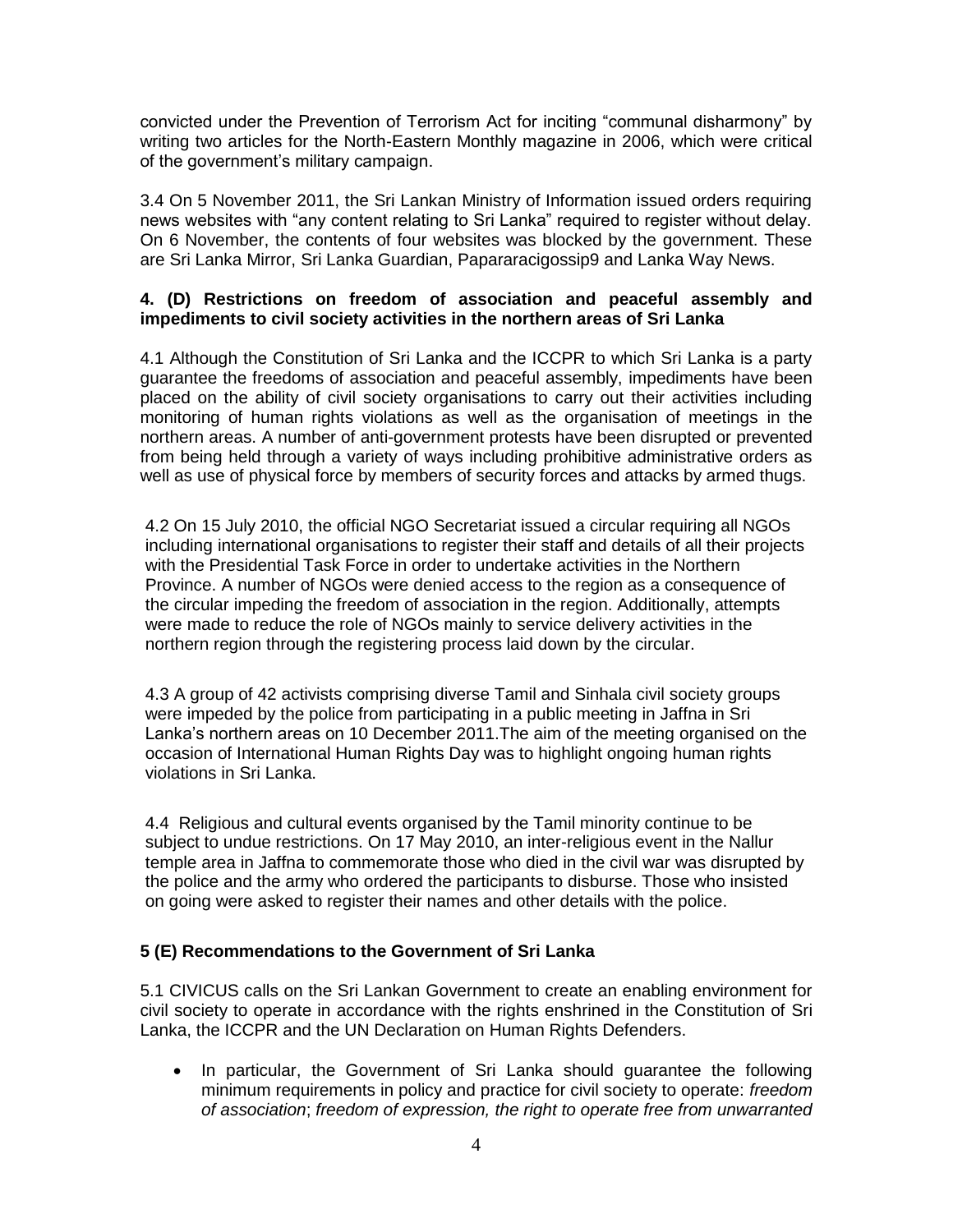convicted under the Prevention of Terrorism Act for inciting "communal disharmony" by writing two articles for the North-Eastern Monthly magazine in 2006, which were critical of the government's military campaign.

3.4 On 5 November 2011, the Sri Lankan Ministry of Information issued orders requiring news websites with "any content relating to Sri Lanka" required to register without delay. On 6 November, the contents of four websites was blocked by the government. These are Sri Lanka Mirror, Sri Lanka Guardian, Paparacigossip9 and Lanka Way News.

**4. (D) Restrictions on freedom of association and peaceful assembly and impediments to civil society activities in the northern areas of Sri Lanka**

4.1 Although the Constitution of Sri Lanka and the ICCPR to which Sri Lanka is a party guarantee the freedoms of association and peaceful assembly, impediments have been placed on the ability of civil society organisations to carry out their activities including monitoring of human rights violations as well as the organisation of meetings in the northern areas. A number of anti-government protests have been disrupted or prevented from being held through a variety of ways including prohibitive administrative orders as well as use of physical force by members of security forces and attacks by armed thugs.

4.2 On 15 July 2010, the official NGO Secretariat issued a circular requiring all NGOs including international organisations to register their staff and details of all their projects with the Presidential Task Force in order to undertake activities in the Northern Province. A number of NGOs were denied access to the region as a consequence of the circular impeding the freedom of association in the region. Additionally, attempts were made to reduce the role of NGOs mainly to service delivery activities in the northern region through the registering process laid down by the circular.

4.3 A group of 42 activists comprising diverse Tamil and Sinhala civil society groups were impeded by the police from participating in a public meeting in Jaffna in Sri Lanka's northern areas on 10 December 2011.The aim of the meeting organised on the occasion of International Human Rights Day was to highlight ongoing human rights violations in Sri Lanka.

4.4 Religious and cultural events organised by the Tamil minority continue to be subject to undue restrictions. On 17 May 2010, an inter-religious event in the Nallur temple area in Jaffna to commemorate those who died in the civil war was disrupted by the police and the army who ordered the participants to disburse. Those who insisted on going were asked to register their names and other details with the police.

**5 (E) Recommendations to the Government of Sri Lanka**

5.1 CIVICUS calls on the Sri Lankan Government to create an enabling environment for civil society to operate in accordance with the rights enshrined in the Constitution of Sri Lanka, the ICCPR and the UN Declaration on Human Rights Defenders.

- In particular, the Government of Sri Lanka should guarantee the following minimum requirements in policy and practice for civil society to operate: *freedom of association*; *freedom of expression, the right to operate free from unwarranted*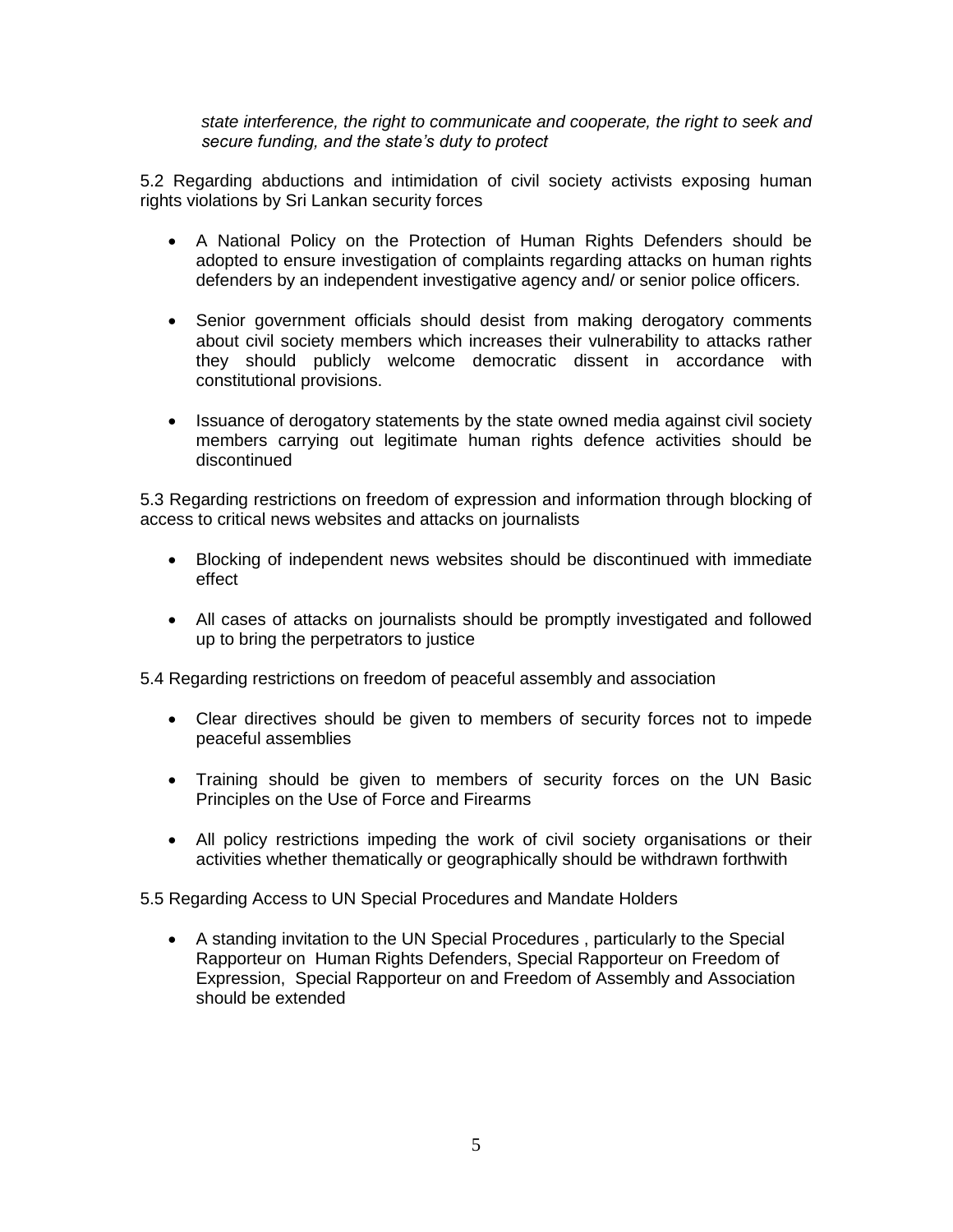*state interference, the right to communicate and cooperate, the right to seek and secure funding, and the state's duty to protect*

5.2 Regarding abductions and intimidation of civil society activists exposing human rights violations by Sri Lankan security forces

- A National Policy on the Protection of Human Rights Defenders should be adopted to ensure investigation of complaints regarding attacks on human rights defenders by an independent investigative agency and/ or senior police officers.
- Senior government officials should desist from making derogatory comments about civil society members which increases their vulnerability to attacks rather they should publicly welcome democratic dissent in accordance with constitutional provisions.
- Issuance of derogatory statements by the state owned media against civil society members carrying out legitimate human rights defence activities should be discontinued

5.3 Regarding restrictions on freedom of expression and information through blocking of access to critical news websites and attacks on journalists

- Blocking of independent news websites should be discontinued with immediate effect
- All cases of attacks on journalists should be promptly investigated and followed up to bring the perpetrators to justice

5.4 Regarding restrictions on freedom of peaceful assembly and association

- Clear directives should be given to members of security forces not to impede peaceful assemblies
- Training should be given to members of security forces on the UN Basic Principles on the Use of Force and Firearms
- All policy restrictions impeding the work of civil society organisations or their activities whether thematically or geographically should be withdrawn forthwith

5.5 Regarding Access to UN Special Procedures and Mandate Holders

- A standing invitation to the UN Special Procedures , particularly to the Special Rapporteur on Human Rights Defenders, Special Rapporteur on Freedom of Expression, Special Rapporteur on and Freedom of Assembly and Association should be extended